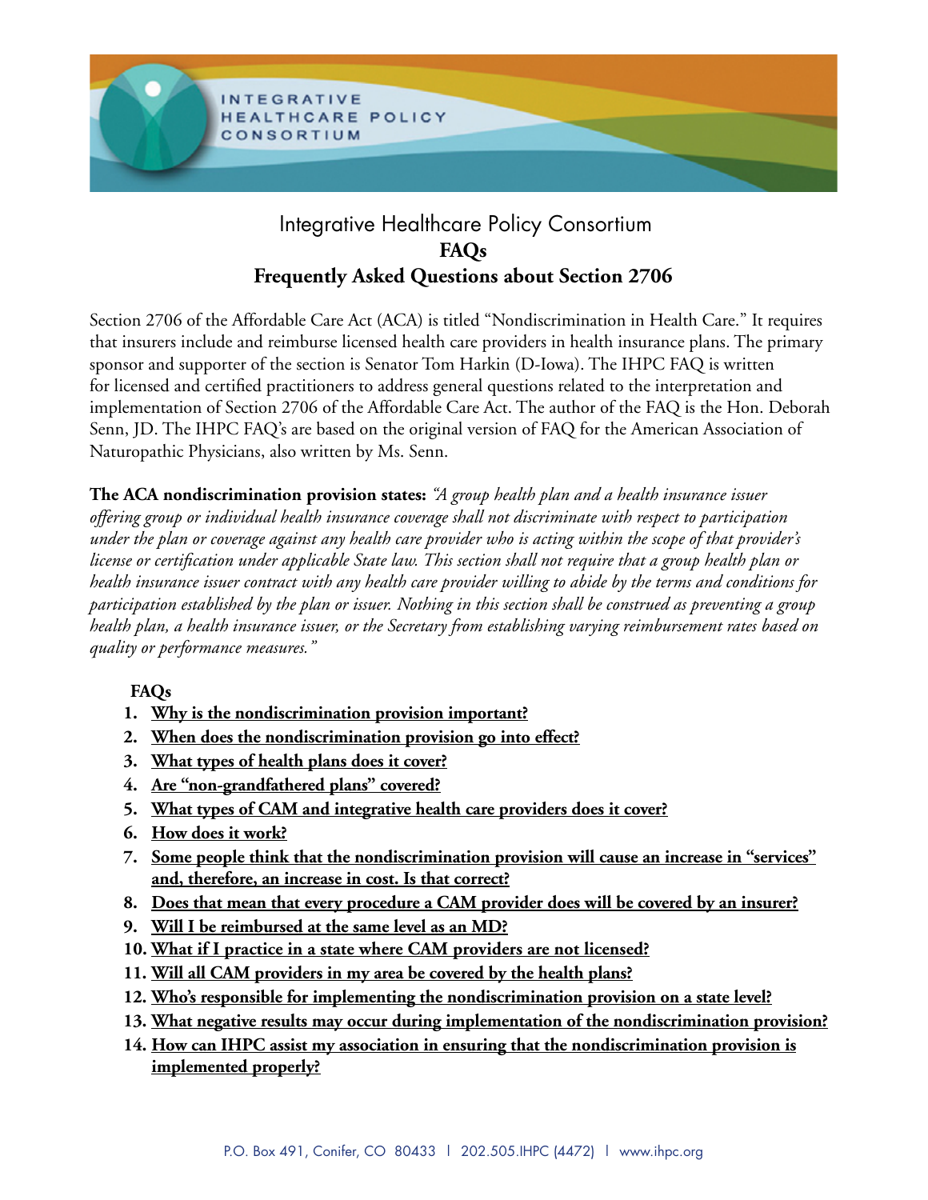INTEGRATIVE HEALTHCARE POLICY CONSORTIUM

# Integrative Healthcare Policy Consortium

## FAQs

## Frequently Asked Questions about Section 2706

Section 2706 of the Affordable Care Act (ACA) is titled "Nondiscrimination in Health Care." It requires that insurers include and reimburse licensed health care providers in health insurance plans. The primary sponsor and supporter of the section is Senator Tom Harkin (D-Iowa). The IHPC FAQ is written for licensed and certified practitioners to address general questions related to the interpretation and implementation of Section 2706 of the Affordable Care Act. The author of the FAQ is the Hon. Deborah Senn, JD. The IHPC FAQ's are based on the original version of FAQ for the American Association of Naturopathic Physicians, also written by Ms. Senn.

**The ACA nondiscrimination provision states:** *"A group health plan and a health insurance issuer offering group or individual health insurance coverage shall not discriminate with respect to participation under the plan or coverage against any health care provider who is acting within the scope of that provider's license or certification under applicable State law. This section shall not require that a group health plan or health insurance issuer contract with any health care provider willing to abide by the terms and conditions for participation established by the plan or issuer. Nothing in this section shall be construed as preventing a group health plan, a health insurance issuer, or the Secretary from establishing varying reimbursement rates based on quality or performance measures."*

**FAQs**

1. **Why is the nondiscrimination provision important?**
2. **When does the nondiscrimination provision go into effect?**
3. **What types of health plans does it cover?**
4. **Are "non-grandfathered plans" covered?**
5. **What types of CAM and integrative health care providers does it cover?**
6. **How does it work?**
7. **Some people think that the nondiscrimination provision will cause an increase in "services" and, therefore, an increase in cost. Is that correct?**
8. **Does that mean that every procedure a CAM provider does will be covered by an insurer?**
9. **Will I be reimbursed at the same level as an MD?**
10. **What if I practice in a state where CAM providers are not licensed?**
11. **Will all CAM providers in my area be covered by the health plans?**
12. **Who's responsible for implementing the nondiscrimination provision on a state level?**
13. **What negative results may occur during implementation of the nondiscrimination provision?**
14. **How can IHPC assist my association in ensuring that the nondiscrimination provision is implemented properly?**

P.O. Box 491, Conifer, CO 80433 | 202.505.IHPC (4472) | www.ihpc.org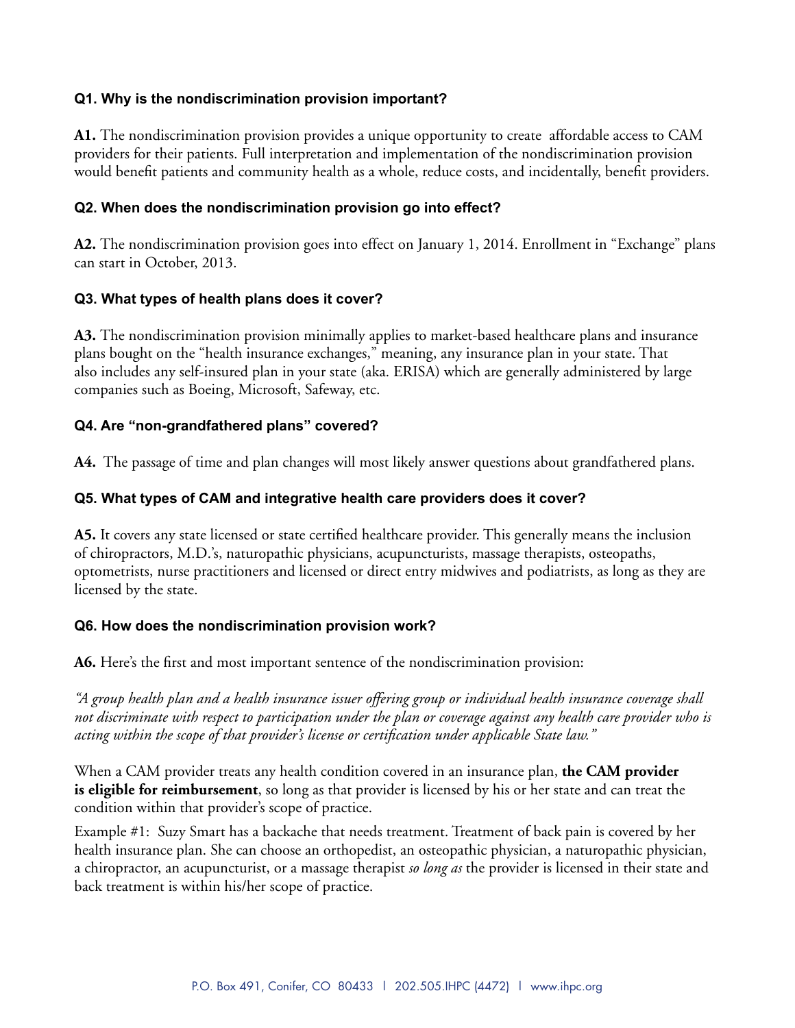### Q1. Why is the nondiscrimination provision important?

**A1.** The nondiscrimination provision provides a unique opportunity to create affordable access to CAM providers for their patients. Full interpretation and implementation of the nondiscrimination provision would benefit patients and community health as a whole, reduce costs, and incidentally, benefit providers.

### Q2. When does the nondiscrimination provision go into effect?

**A2.** The nondiscrimination provision goes into effect on January 1, 2014. Enrollment in "Exchange" plans can start in October, 2013.

### Q3. What types of health plans does it cover?

**A3.** The nondiscrimination provision minimally applies to market-based healthcare plans and insurance plans bought on the "health insurance exchanges," meaning, any insurance plan in your state. That also includes any self-insured plan in your state (aka. ERISA) which are generally administered by large companies such as Boeing, Microsoft, Safeway, etc.

### Q4. Are "non-grandfathered plans" covered?

**A4.** The passage of time and plan changes will most likely answer questions about grandfathered plans.

### Q5. What types of CAM and integrative health care providers does it cover?

**A5.** It covers any state licensed or state certified healthcare provider. This generally means the inclusion of chiropractors, M.D.'s, naturopathic physicians, acupuncturists, massage therapists, osteopaths, optometrists, nurse practitioners and licensed or direct entry midwives and podiatrists, as long as they are licensed by the state.

### Q6. How does the nondiscrimination provision work?

**A6.** Here's the first and most important sentence of the nondiscrimination provision:

*"A group health plan and a health insurance issuer offering group or individual health insurance coverage shall not discriminate with respect to participation under the plan or coverage against any health care provider who is acting within the scope of that provider's license or certification under applicable State law."*

When a CAM provider treats any health condition covered in an insurance plan, **the CAM provider is eligible for reimbursement**, so long as that provider is licensed by his or her state and can treat the condition within that provider's scope of practice.

Example #1: Suzy Smart has a backache that needs treatment. Treatment of back pain is covered by her health insurance plan. She can choose an orthopedist, an osteopathic physician, a naturopathic physician, a chiropractor, an acupuncturist, or a massage therapist *so long as* the provider is licensed in their state and back treatment is within his/her scope of practice.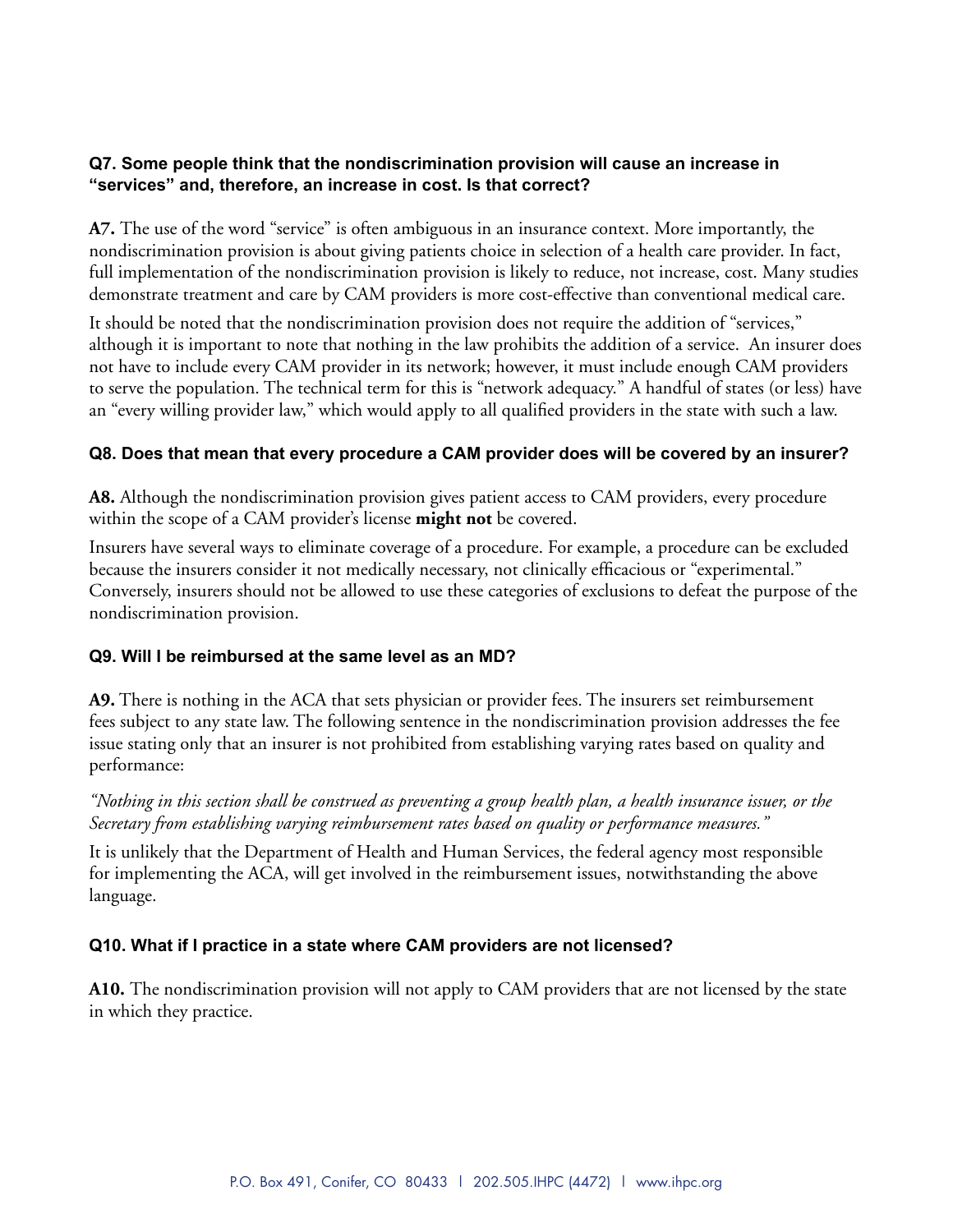### Q7. Some people think that the nondiscrimination provision will cause an increase in "services" and, therefore, an increase in cost. Is that correct?

**A7.** The use of the word "service" is often ambiguous in an insurance context. More importantly, the nondiscrimination provision is about giving patients choice in selection of a health care provider. In fact, full implementation of the nondiscrimination provision is likely to reduce, not increase, cost. Many studies demonstrate treatment and care by CAM providers is more cost-effective than conventional medical care.

It should be noted that the nondiscrimination provision does not require the addition of "services," although it is important to note that nothing in the law prohibits the addition of a service. An insurer does not have to include every CAM provider in its network; however, it must include enough CAM providers to serve the population. The technical term for this is "network adequacy." A handful of states (or less) have an "every willing provider law," which would apply to all qualified providers in the state with such a law.

### Q8. Does that mean that every procedure a CAM provider does will be covered by an insurer?

**A8.** Although the nondiscrimination provision gives patient access to CAM providers, every procedure within the scope of a CAM provider's license **might not** be covered.

Insurers have several ways to eliminate coverage of a procedure. For example, a procedure can be excluded because the insurers consider it not medically necessary, not clinically efficacious or "experimental." Conversely, insurers should not be allowed to use these categories of exclusions to defeat the purpose of the nondiscrimination provision.

### Q9. Will I be reimbursed at the same level as an MD?

**A9.** There is nothing in the ACA that sets physician or provider fees. The insurers set reimbursement fees subject to any state law. The following sentence in the nondiscrimination provision addresses the fee issue stating only that an insurer is not prohibited from establishing varying rates based on quality and performance:

*"Nothing in this section shall be construed as preventing a group health plan, a health insurance issuer, or the Secretary from establishing varying reimbursement rates based on quality or performance measures."*

It is unlikely that the Department of Health and Human Services, the federal agency most responsible for implementing the ACA, will get involved in the reimbursement issues, notwithstanding the above language.

### Q10. What if I practice in a state where CAM providers are not licensed?

**A10.** The nondiscrimination provision will not apply to CAM providers that are not licensed by the state in which they practice.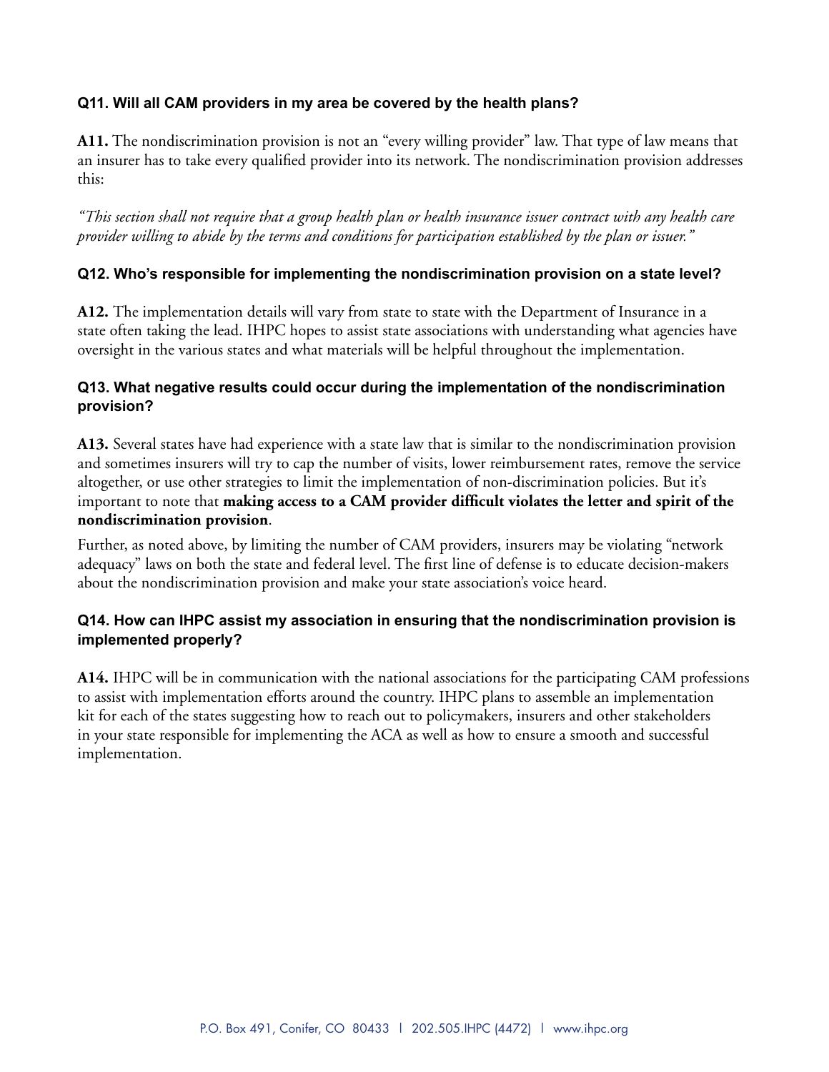### Q11. Will all CAM providers in my area be covered by the health plans?

**A11.** The nondiscrimination provision is not an "every willing provider" law. That type of law means that an insurer has to take every qualified provider into its network. The nondiscrimination provision addresses this:

*"This section shall not require that a group health plan or health insurance issuer contract with any health care provider willing to abide by the terms and conditions for participation established by the plan or issuer."*

### Q12. Who's responsible for implementing the nondiscrimination provision on a state level?

**A12.** The implementation details will vary from state to state with the Department of Insurance in a state often taking the lead. IHPC hopes to assist state associations with understanding what agencies have oversight in the various states and what materials will be helpful throughout the implementation.

### Q13. What negative results could occur during the implementation of the nondiscrimination provision?

**A13.** Several states have had experience with a state law that is similar to the nondiscrimination provision and sometimes insurers will try to cap the number of visits, lower reimbursement rates, remove the service altogether, or use other strategies to limit the implementation of non-discrimination policies. But it's important to note that **making access to a CAM provider difficult violates the letter and spirit of the nondiscrimination provision**.

Further, as noted above, by limiting the number of CAM providers, insurers may be violating "network adequacy" laws on both the state and federal level. The first line of defense is to educate decision-makers about the nondiscrimination provision and make your state association's voice heard.

### Q14. How can IHPC assist my association in ensuring that the nondiscrimination provision is implemented properly?

**A14.** IHPC will be in communication with the national associations for the participating CAM professions to assist with implementation efforts around the country. IHPC plans to assemble an implementation kit for each of the states suggesting how to reach out to policymakers, insurers and other stakeholders in your state responsible for implementing the ACA as well as how to ensure a smooth and successful implementation.

P.O. Box 491, Conifer, CO 80433 | 202.505.IHPC (4472) | www.ihpc.org